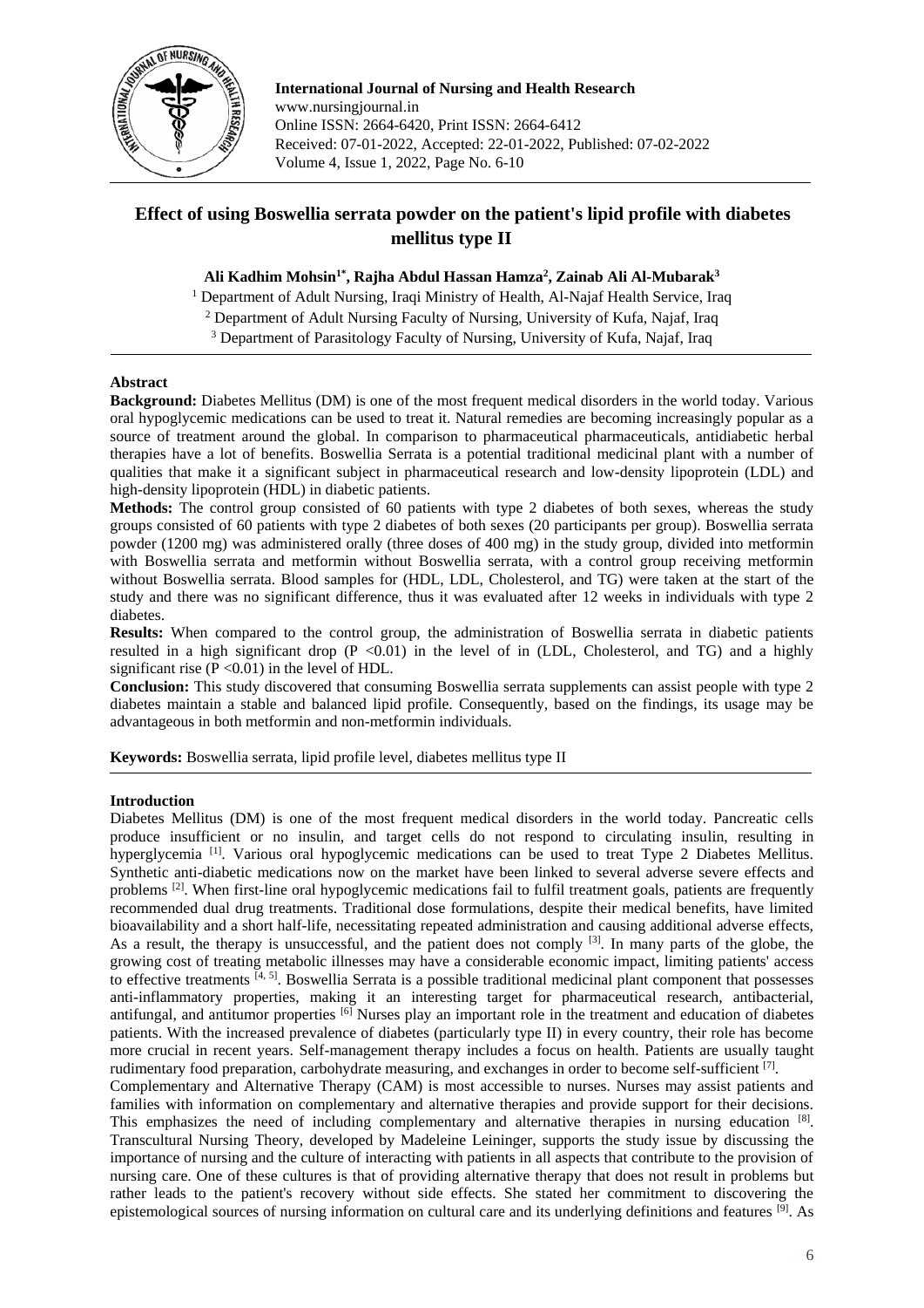# Effect of using Boswellia serrata powder on the patient's lipid profile with diabetes mellitus type II

**Ali Kadhim Mohsin[1*], Rajha Abdul Hassan Hamza[2], Zainab Ali Al-Mubarak[3]**

[1] Department of Adult Nursing, Iraqi Ministry of Health, Al-Najaf Health Service, Iraq
[2] Department of Adult Nursing Faculty of Nursing, University of Kufa, Najaf, Iraq
[3] Department of Parasitology Faculty of Nursing, University of Kufa, Najaf, Iraq

## Abstract

**Background:** Diabetes Mellitus (DM) is one of the most frequent medical disorders in the world today. Various oral hypoglycemic medications can be used to treat it. Natural remedies are becoming increasingly popular as a source of treatment around the global. In comparison to pharmaceutical pharmaceuticals, antidiabetic herbal therapies have a lot of benefits. Boswellia Serrata is a potential traditional medicinal plant with a number of qualities that make it a significant subject in pharmaceutical research and low-density lipoprotein (LDL) and high-density lipoprotein (HDL) in diabetic patients.

**Methods:** The control group consisted of 60 patients with type 2 diabetes of both sexes, whereas the study groups consisted of 60 patients with type 2 diabetes of both sexes (20 participants per group). Boswellia serrata powder (1200 mg) was administered orally (three doses of 400 mg) in the study group, divided into metformin with Boswellia serrata and metformin without Boswellia serrata, with a control group receiving metformin without Boswellia serrata. Blood samples for (HDL, LDL, Cholesterol, and TG) were taken at the start of the study and there was no significant difference, thus it was evaluated after 12 weeks in individuals with type 2 diabetes.

**Results:** When compared to the control group, the administration of Boswellia serrata in diabetic patients resulted in a high significant drop ($P < 0.01$) in the level of in (LDL, Cholesterol, and TG) and a highly significant rise ($P < 0.01$) in the level of HDL.

**Conclusion:** This study discovered that consuming Boswellia serrata supplements can assist people with type 2 diabetes maintain a stable and balanced lipid profile. Consequently, based on the findings, its usage may be advantageous in both metformin and non-metformin individuals.

**Keywords:** Boswellia serrata, lipid profile level, diabetes mellitus type II

## Introduction

Diabetes Mellitus (DM) is one of the most frequent medical disorders in the world today. Pancreatic cells produce insufficient or no insulin, and target cells do not respond to circulating insulin, resulting in hyperglycemia [1]. Various oral hypoglycemic medications can be used to treat Type 2 Diabetes Mellitus. Synthetic anti-diabetic medications now on the market have been linked to several adverse severe effects and problems [2]. When first-line oral hypoglycemic medications fail to fulfil treatment goals, patients are frequently recommended dual drug treatments. Traditional dose formulations, despite their medical benefits, have limited bioavailability and a short half-life, necessitating repeated administration and causing additional adverse effects, As a result, the therapy is unsuccessful, and the patient does not comply [3]. In many parts of the globe, the growing cost of treating metabolic illnesses may have a considerable economic impact, limiting patients' access to effective treatments [4, 5]. Boswellia Serrata is a possible traditional medicinal plant component that possesses anti-inflammatory properties, making it an interesting target for pharmaceutical research, antibacterial, antifungal, and antitumor properties [6] Nurses play an important role in the treatment and education of diabetes patients. With the increased prevalence of diabetes (particularly type II) in every country, their role has become more crucial in recent years. Self-management therapy includes a focus on health. Patients are usually taught rudimentary food preparation, carbohydrate measuring, and exchanges in order to become self-sufficient [7].

Complementary and Alternative Therapy (CAM) is most accessible to nurses. Nurses may assist patients and families with information on complementary and alternative therapies and provide support for their decisions. This emphasizes the need of including complementary and alternative therapies in nursing education [8]. Transcultural Nursing Theory, developed by Madeleine Leininger, supports the study issue by discussing the importance of nursing and the culture of interacting with patients in all aspects that contribute to the provision of nursing care. One of these cultures is that of providing alternative therapy that does not result in problems but rather leads to the patient's recovery without side effects. She stated her commitment to discovering the epistemological sources of nursing information on cultural care and its underlying definitions and features [9]. As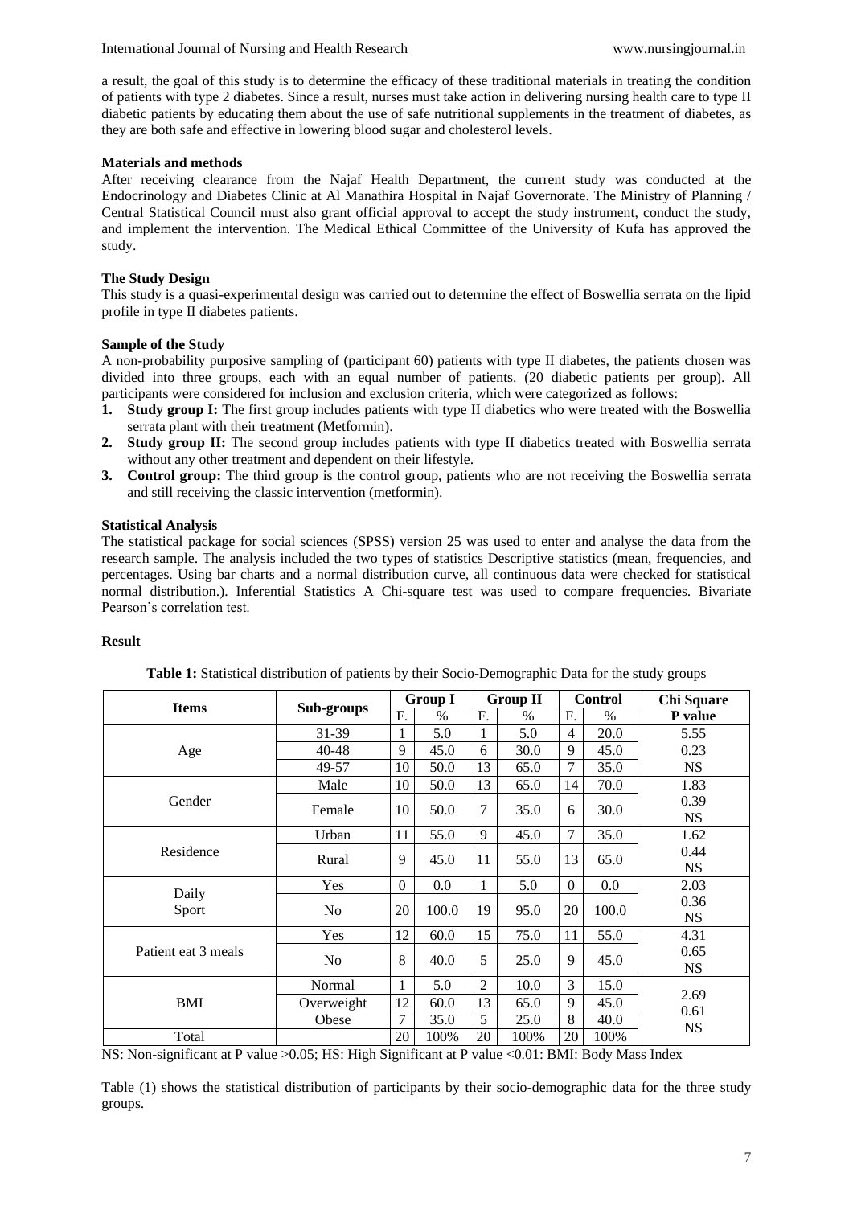a result, the goal of this study is to determine the efficacy of these traditional materials in treating the condition of patients with type 2 diabetes. Since a result, nurses must take action in delivering nursing health care to type II diabetic patients by educating them about the use of safe nutritional supplements in the treatment of diabetes, as they are both safe and effective in lowering blood sugar and cholesterol levels.

### Materials and methods

After receiving clearance from the Najaf Health Department, the current study was conducted at the Endocrinology and Diabetes Clinic at Al Manathira Hospital in Najaf Governorate. The Ministry of Planning / Central Statistical Council must also grant official approval to accept the study instrument, conduct the study, and implement the intervention. The Medical Ethical Committee of the University of Kufa has approved the study.

### The Study Design

This study is a quasi-experimental design was carried out to determine the effect of Boswellia serrata on the lipid profile in type II diabetes patients.

### Sample of the Study

A non-probability purposive sampling of (participant 60) patients with type II diabetes, the patients chosen was divided into three groups, each with an equal number of patients. (20 diabetic patients per group). All participants were considered for inclusion and exclusion criteria, which were categorized as follows:

1. **Study group I:** The first group includes patients with type II diabetics who were treated with the Boswellia serrata plant with their treatment (Metformin).
2. **Study group II:** The second group includes patients with type II diabetics treated with Boswellia serrata without any other treatment and dependent on their lifestyle.
3. **Control group:** The third group is the control group, patients who are not receiving the Boswellia serrata and still receiving the classic intervention (metformin).

### Statistical Analysis

The statistical package for social sciences (SPSS) version 25 was used to enter and analyse the data from the research sample. The analysis included the two types of statistics Descriptive statistics (mean, frequencies, and percentages. Using bar charts and a normal distribution curve, all continuous data were checked for statistical normal distribution.). Inferential Statistics A Chi-square test was used to compare frequencies. Bivariate Pearson's correlation test.

### Result

**Table 1:** Statistical distribution of patients by their Socio-Demographic Data for the study groups

| Items | Sub-groups | Group I | | Group II | | Control | | Chi Square P value |
|---|---|---|---|---|---|---|---|---|
| | | F. | % | F. | % | F. | % | |
| Age | 31-39 | 1 | 5.0 | 1 | 5.0 | 4 | 20.0 | 5.55 |
| | 40-48 | 9 | 45.0 | 6 | 30.0 | 9 | 45.0 | 0.23 |
| | 49-57 | 10 | 50.0 | 13 | 65.0 | 7 | 35.0 | NS |
| Gender | Male | 10 | 50.0 | 13 | 65.0 | 14 | 70.0 | 1.83 |
| | Female | 10 | 50.0 | 7 | 35.0 | 6 | 30.0 | 0.39 NS |
| Residence | Urban | 11 | 55.0 | 9 | 45.0 | 7 | 35.0 | 1.62 |
| | Rural | 9 | 45.0 | 11 | 55.0 | 13 | 65.0 | 0.44 NS |
| Daily Sport | Yes | 0 | 0.0 | 1 | 5.0 | 0 | 0.0 | 2.03 |
| | No | 20 | 100.0 | 19 | 95.0 | 20 | 100.0 | 0.36 NS |
| Patient eat 3 meals | Yes | 12 | 60.0 | 15 | 75.0 | 11 | 55.0 | 4.31 |
| | No | 8 | 40.0 | 5 | 25.0 | 9 | 45.0 | 0.65 NS |
| BMI | Normal | 1 | 5.0 | 2 | 10.0 | 3 | 15.0 | 2.69 0.61 NS |
| | Overweight | 12 | 60.0 | 13 | 65.0 | 9 | 45.0 | |
| | Obese | 7 | 35.0 | 5 | 25.0 | 8 | 40.0 | |
| Total | | 20 | 100% | 20 | 100% | 20 | 100% | |

NS: Non-significant at P value >0.05; HS: High Significant at P value <0.01: BMI: Body Mass Index

Table (1) shows the statistical distribution of participants by their socio-demographic data for the three study groups.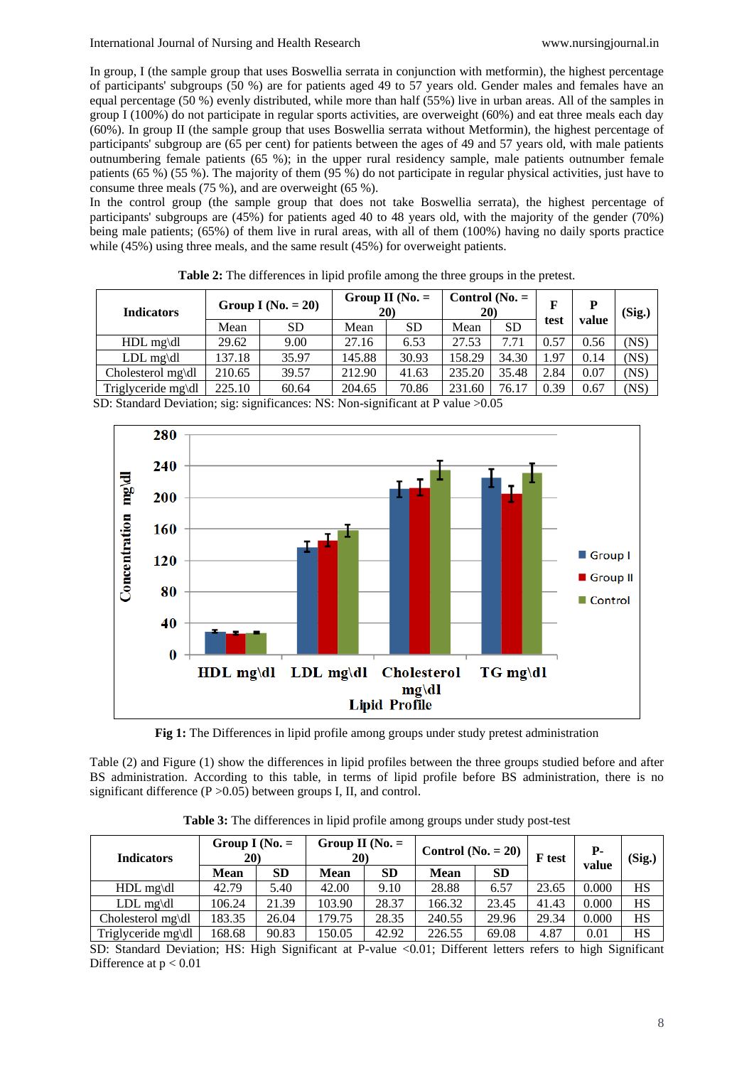In group, I (the sample group that uses Boswellia serrata in conjunction with metformin), the highest percentage of participants' subgroups (50 %) are for participants aged 49 to 57 years old. Gender males and females have an equal percentage (50 %) evenly distributed, while more than half (55%) live in urban areas. All of the samples in group I (100%) do not participate in regular sports activities, are overweight (60%) and eat three meals each day (60%). In group II (the sample group that uses Boswellia serrata without Metformin), the highest percentage of participants' subgroup are (65 per cent) for patients between the ages of 49 and 57 years old, with male patients outnumbering female patients (65 %); in the upper rural residency sample, male patients outnumber female patients (65 %) (55 %). The majority of them (95 %) do not participate in regular physical activities, just have to consume three meals (75 %), and are overweight (65 %).

In the control group (the sample group that does not take Boswellia serrata), the highest percentage of participants' subgroups are (45%) for patients aged 40 to 48 years old, with the majority of the gender (70%) being male patients; (65%) of them live in rural areas, with all of them (100%) having no daily sports practice while (45%) using three meals, and the same result (45%) for overweight patients.

**Table 2:** The differences in lipid profile among the three groups in the pretest.

| Indicators | Group I (No. = 20) | | Group II (No. = 20) | | Control (No. = 20) | | F test | P value | (Sig.) |
|---|---|---|---|---|---|---|---|---|---|
| | Mean | SD | Mean | SD | Mean | SD | | | |
| HDL mg\dl | 29.62 | 9.00 | 27.16 | 6.53 | 27.53 | 7.71 | 0.57 | 0.56 | (NS) |
| LDL mg\dl | 137.18 | 35.97 | 145.88 | 30.93 | 158.29 | 34.30 | 1.97 | 0.14 | (NS) |
| Cholesterol mg\dl | 210.65 | 39.57 | 212.90 | 41.63 | 235.20 | 35.48 | 2.84 | 0.07 | (NS) |
| Triglyceride mg\dl | 225.10 | 60.64 | 204.65 | 70.86 | 231.60 | 76.17 | 0.39 | 0.67 | (NS) |

SD: Standard Deviation; sig: significances: NS: Non-significant at P value >0.05

**Fig 1:** The Differences in lipid profile among groups under study pretest administration

Table (2) and Figure (1) show the differences in lipid profiles between the three groups studied before and after BS administration. According to this table, in terms of lipid profile before BS administration, there is no significant difference (P >0.05) between groups I, II, and control.

**Table 3:** The differences in lipid profile among groups under study post-test

| Indicators | Group I (No. = 20) | | Group II (No. = 20) | | Control (No. = 20) | | F test | P-value | (Sig.) |
|---|---|---|---|---|---|---|---|---|---|
| | **Mean** | **SD** | **Mean** | **SD** | **Mean** | **SD** | | | |
| HDL mg\dl | 42.79 | 5.40 | 42.00 | 9.10 | 28.88 | 6.57 | 23.65 | 0.000 | HS |
| LDL mg\dl | 106.24 | 21.39 | 103.90 | 28.37 | 166.32 | 23.45 | 41.43 | 0.000 | HS |
| Cholesterol mg\dl | 183.35 | 26.04 | 179.75 | 28.35 | 240.55 | 29.96 | 29.34 | 0.000 | HS |
| Triglyceride mg\dl | 168.68 | 90.83 | 150.05 | 42.92 | 226.55 | 69.08 | 4.87 | 0.01 | HS |

SD: Standard Deviation; HS: High Significant at P-value <0.01; Different letters refers to high Significant Difference at p < 0.01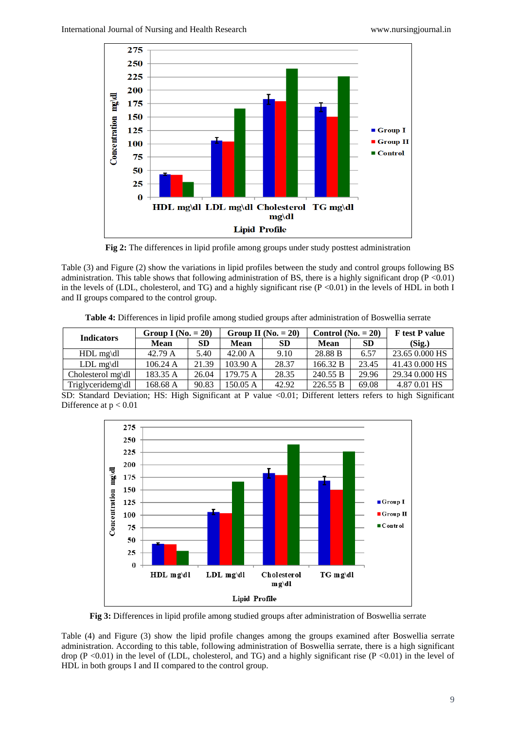**Fig 2:** The differences in lipid profile among groups under study posttest administration

Table (3) and Figure (2) show the variations in lipid profiles between the study and control groups following BS administration. This table shows that following administration of BS, there is a highly significant drop (P <0.01) in the levels of (LDL, cholesterol, and TG) and a highly significant rise (P <0.01) in the levels of HDL in both I and II groups compared to the control group.

**Table 4:** Differences in lipid profile among studied groups after administration of Boswellia serrate

| Indicators | Group I (No. = 20) | | Group II (No. = 20) | | Control (No. = 20) | | F test P value (Sig.) |
|---|---|---|---|---|---|---|---|
| | Mean | SD | Mean | SD | Mean | SD | |
| HDL mg\dl | 42.79 A | 5.40 | 42.00 A | 9.10 | 28.88 B | 6.57 | 23.65 0.000 HS |
| LDL mg\dl | 106.24 A | 21.39 | 103.90 A | 28.37 | 166.32 B | 23.45 | 41.43 0.000 HS |
| Cholesterol mg\dl | 183.35 A | 26.04 | 179.75 A | 28.35 | 240.55 B | 29.96 | 29.34 0.000 HS |
| Triglyceridemg\dl | 168.68 A | 90.83 | 150.05 A | 42.92 | 226.55 B | 69.08 | 4.87 0.01 HS |

SD: Standard Deviation; HS: High Significant at P value <0.01; Different letters refers to high Significant Difference at p < 0.01

**Fig 3:** Differences in lipid profile among studied groups after administration of Boswellia serrate

Table (4) and Figure (3) show the lipid profile changes among the groups examined after Boswellia serrate administration. According to this table, following administration of Boswellia serrate, there is a high significant drop (P <0.01) in the level of (LDL, cholesterol, and TG) and a highly significant rise (P <0.01) in the level of HDL in both groups I and II compared to the control group.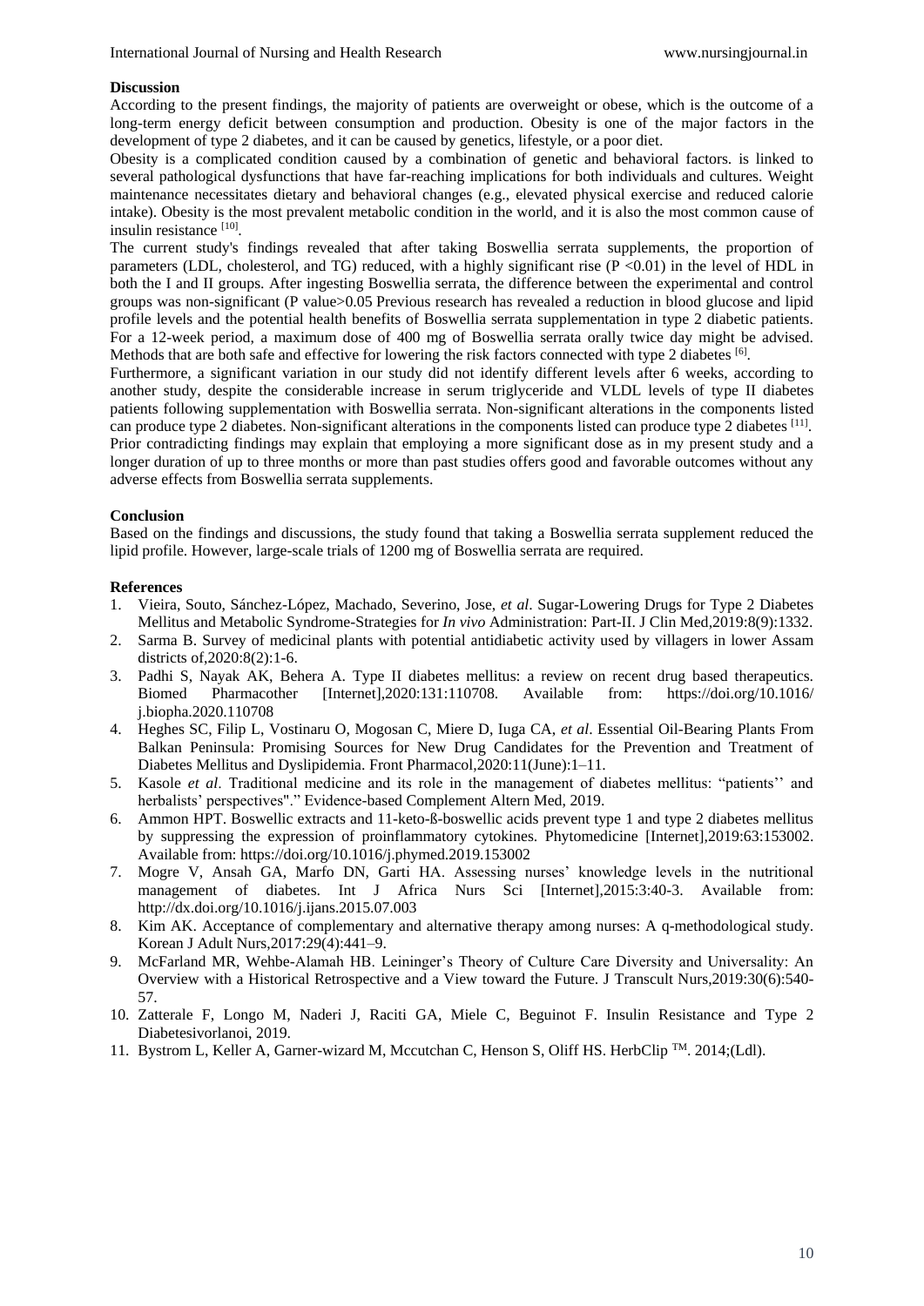## Discussion

According to the present findings, the majority of patients are overweight or obese, which is the outcome of a long-term energy deficit between consumption and production. Obesity is one of the major factors in the development of type 2 diabetes, and it can be caused by genetics, lifestyle, or a poor diet.

Obesity is a complicated condition caused by a combination of genetic and behavioral factors. is linked to several pathological dysfunctions that have far-reaching implications for both individuals and cultures. Weight maintenance necessitates dietary and behavioral changes (e.g., elevated physical exercise and reduced calorie intake). Obesity is the most prevalent metabolic condition in the world, and it is also the most common cause of insulin resistance [10].

The current study's findings revealed that after taking Boswellia serrata supplements, the proportion of parameters (LDL, cholesterol, and TG) reduced, with a highly significant rise ($P < 0.01$) in the level of HDL in both the I and II groups. After ingesting Boswellia serrata, the difference between the experimental and control groups was non-significant (P value>0.05 Previous research has revealed a reduction in blood glucose and lipid profile levels and the potential health benefits of Boswellia serrata supplementation in type 2 diabetic patients. For a 12-week period, a maximum dose of 400 mg of Boswellia serrata orally twice day might be advised. Methods that are both safe and effective for lowering the risk factors connected with type 2 diabetes [6].

Furthermore, a significant variation in our study did not identify different levels after 6 weeks, according to another study, despite the considerable increase in serum triglyceride and VLDL levels of type II diabetes patients following supplementation with Boswellia serrata. Non-significant alterations in the components listed can produce type 2 diabetes. Non-significant alterations in the components listed can produce type 2 diabetes [11]. Prior contradicting findings may explain that employing a more significant dose as in my present study and a longer duration of up to three months or more than past studies offers good and favorable outcomes without any adverse effects from Boswellia serrata supplements.

## Conclusion

Based on the findings and discussions, the study found that taking a Boswellia serrata supplement reduced the lipid profile. However, large-scale trials of 1200 mg of Boswellia serrata are required.

## References

1. Vieira, Souto, Sánchez-López, Machado, Severino, Jose, *et al*. Sugar-Lowering Drugs for Type 2 Diabetes Mellitus and Metabolic Syndrome-Strategies for *In vivo* Administration: Part-II. J Clin Med,2019:8(9):1332.
2. Sarma B. Survey of medicinal plants with potential antidiabetic activity used by villagers in lower Assam districts of,2020:8(2):1-6.
3. Padhi S, Nayak AK, Behera A. Type II diabetes mellitus: a review on recent drug based therapeutics. Biomed Pharmacother [Internet],2020:131:110708. Available from: https://doi.org/10.1016/j.biopha.2020.110708
4. Heghes SC, Filip L, Vostinaru O, Mogosan C, Miere D, Iuga CA, *et al*. Essential Oil-Bearing Plants From Balkan Peninsula: Promising Sources for New Drug Candidates for the Prevention and Treatment of Diabetes Mellitus and Dyslipidemia. Front Pharmacol,2020:11(June):1–11.
5. Kasole *et al*. Traditional medicine and its role in the management of diabetes mellitus: "patients'' and herbalists' perspectives"." Evidence-based Complement Altern Med, 2019.
6. Ammon HPT. Boswellic extracts and 11-keto-ß-boswellic acids prevent type 1 and type 2 diabetes mellitus by suppressing the expression of proinflammatory cytokines. Phytomedicine [Internet],2019:63:153002. Available from: https://doi.org/10.1016/j.phymed.2019.153002
7. Mogre V, Ansah GA, Marfo DN, Garti HA. Assessing nurses' knowledge levels in the nutritional management of diabetes. Int J Africa Nurs Sci [Internet],2015:3:40-3. Available from: http://dx.doi.org/10.1016/j.ijans.2015.07.003
8. Kim AK. Acceptance of complementary and alternative therapy among nurses: A q-methodological study. Korean J Adult Nurs,2017:29(4):441–9.
9. McFarland MR, Wehbe-Alamah HB. Leininger's Theory of Culture Care Diversity and Universality: An Overview with a Historical Retrospective and a View toward the Future. J Transcult Nurs,2019:30(6):540-57.
10. Zatterale F, Longo M, Naderi J, Raciti GA, Miele C, Beguinot F. Insulin Resistance and Type 2 Diabetesivorlanoi, 2019.
11. Bystrom L, Keller A, Garner-wizard M, Mccutchan C, Henson S, Oliff HS. HerbClip TM. 2014;(Ldl).